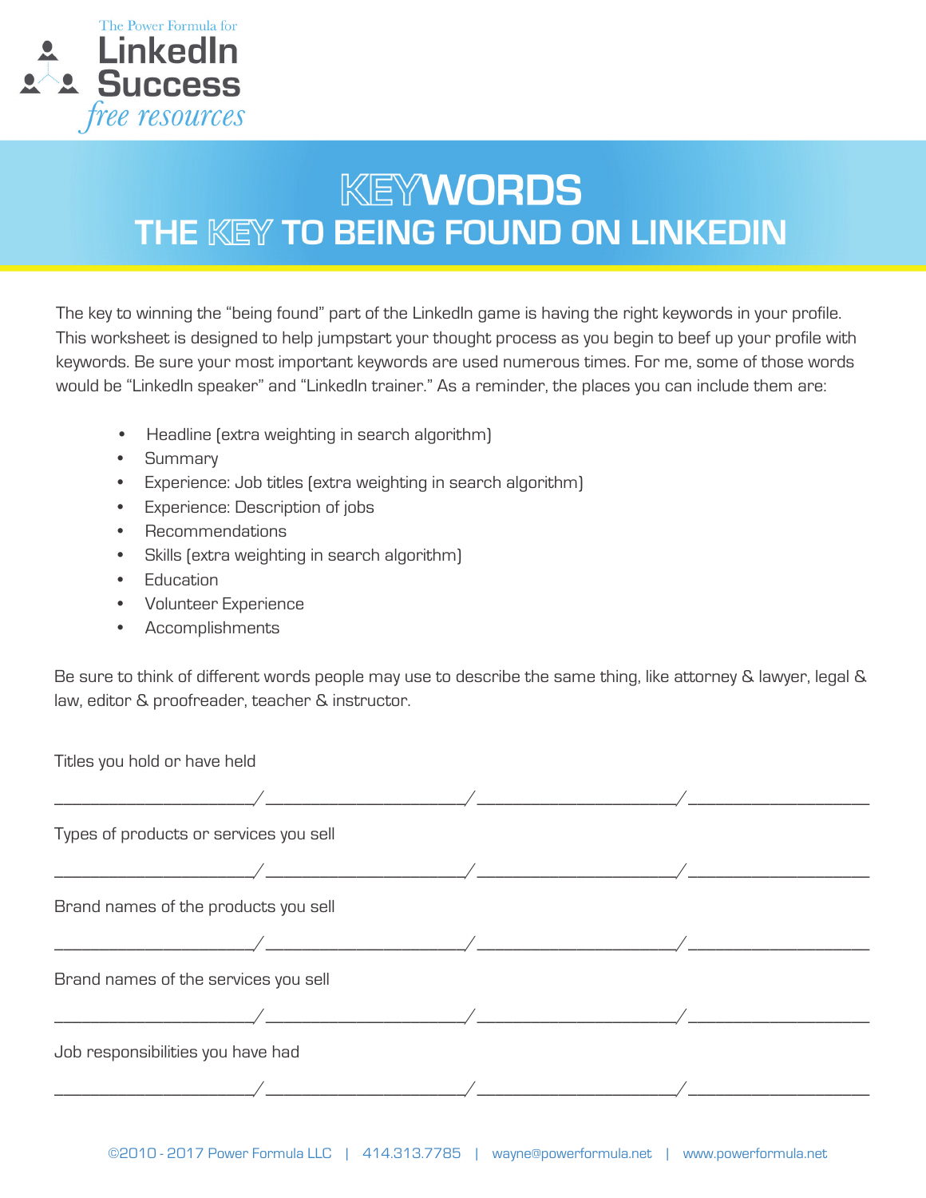The Power Formula for
**LinkedIn Success**
*free resources*

# KEYWORDS
## THE KEY TO BEING FOUND ON LINKEDIN

The key to winning the "being found" part of the LinkedIn game is having the right keywords in your profile. This worksheet is designed to help jumpstart your thought process as you begin to beef up your profile with keywords. Be sure your most important keywords are used numerous times. For me, some of those words would be "LinkedIn speaker" and "LinkedIn trainer." As a reminder, the places you can include them are:

- Headline (extra weighting in search algorithm)
- Summary
- Experience: Job titles (extra weighting in search algorithm)
- Experience: Description of jobs
- Recommendations
- Skills (extra weighting in search algorithm)
- Education
- Volunteer Experience
- Accomplishments

Be sure to think of different words people may use to describe the same thing, like attorney & lawyer, legal & law, editor & proofreader, teacher & instructor.

Titles you hold or have held

_______________ / _______________ / _______________ / _______________

Types of products or services you sell

_______________ / _______________ / _______________ / _______________

Brand names of the products you sell

_______________ / _______________ / _______________ / _______________

Brand names of the services you sell

_______________ / _______________ / _______________ / _______________

Job responsibilities you have had

_______________ / _______________ / _______________ / _______________

©2010 - 2017 Power Formula LLC | 414.313.7785 | wayne@powerformula.net | www.powerformula.net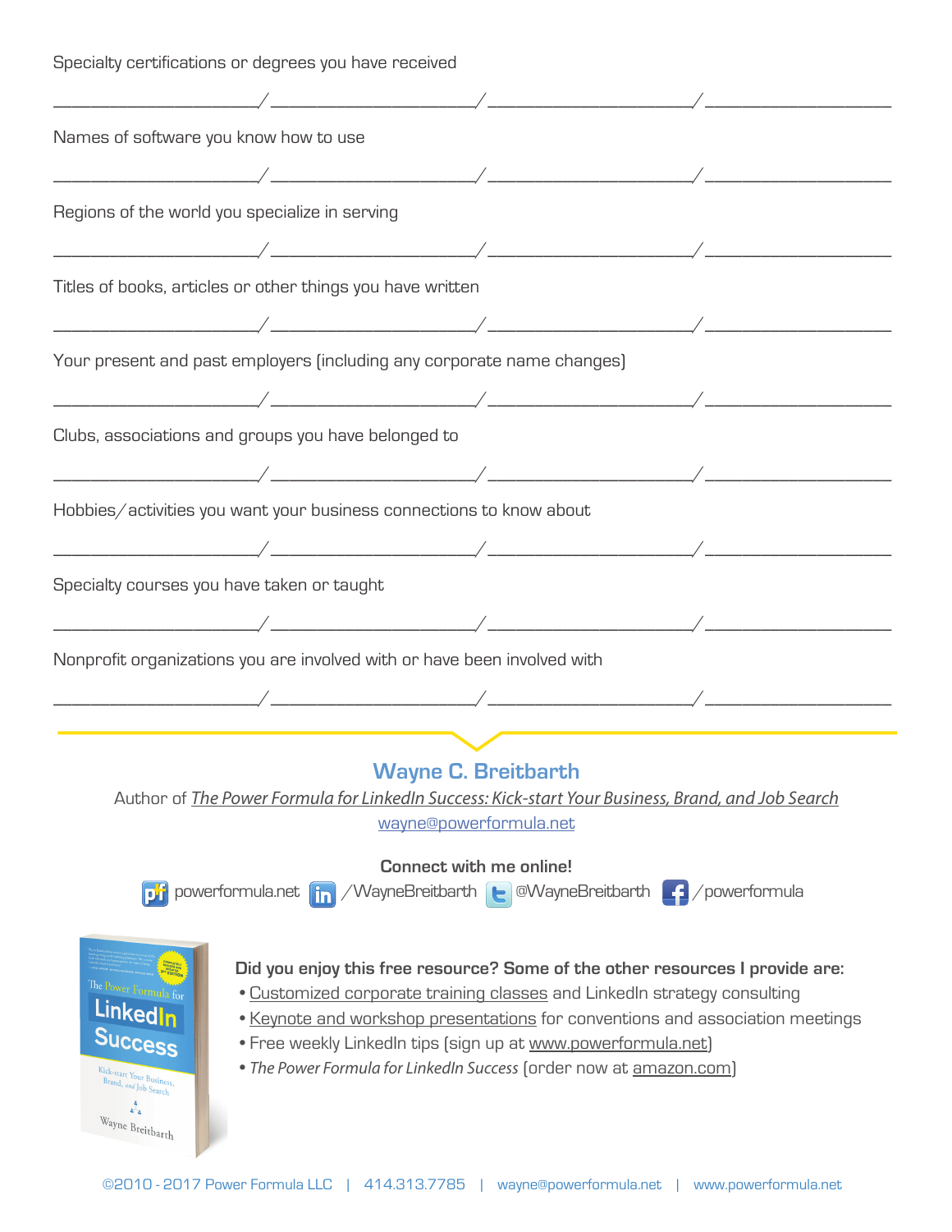Specialty certifications or degrees you have received

______________________/ ______________________/ ______________________/ ______________________

Names of software you know how to use

______________________/ ______________________/ ______________________/ ______________________

Regions of the world you specialize in serving

______________________/ ______________________/ ______________________/ ______________________

Titles of books, articles or other things you have written

______________________/ ______________________/ ______________________/ ______________________

Your present and past employers (including any corporate name changes)

______________________/ ______________________/ ______________________/ ______________________

Clubs, associations and groups you have belonged to

______________________/ ______________________/ ______________________/ ______________________

Hobbies/activities you want your business connections to know about

______________________/ ______________________/ ______________________/ ______________________

Specialty courses you have taken or taught

______________________/ ______________________/ ______________________/ ______________________

Nonprofit organizations you are involved with or have been involved with

______________________/ ______________________/ ______________________/ ______________________

---

## Wayne C. Breitbarth

Author of *The Power Formula for LinkedIn Success: Kick-start Your Business, Brand, and Job Search*

wayne@powerformula.net

**Connect with me online!**

powerformula.net /WayneBreitbarth @WayneBreitbarth /powerformula

**Did you enjoy this free resource? Some of the other resources I provide are:**

- Customized corporate training classes and LinkedIn strategy consulting
- Keynote and workshop presentations for conventions and association meetings
- Free weekly LinkedIn tips (sign up at www.powerformula.net)
- *The Power Formula for LinkedIn Success* (order now at amazon.com)

©2010 - 2017 Power Formula LLC | 414.313.7785 | wayne@powerformula.net | www.powerformula.net